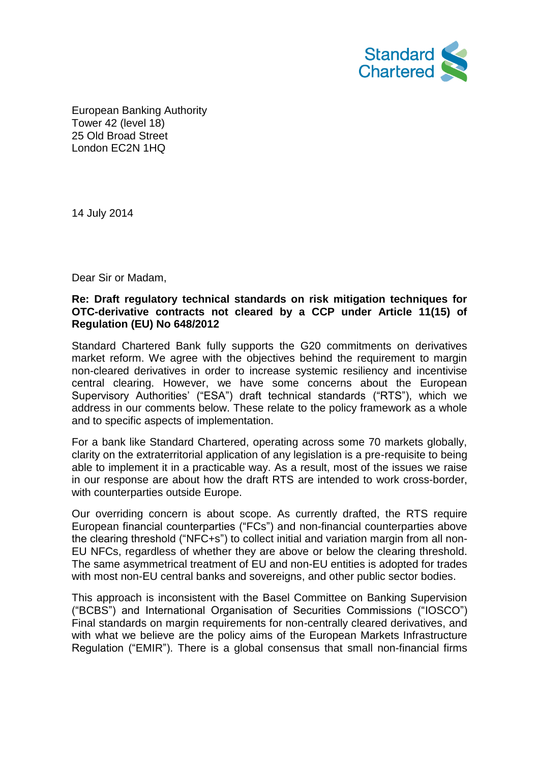Standard Chartered

European Banking Authority
Tower 42 (level 18)
25 Old Broad Street
London EC2N 1HQ

14 July 2014

Dear Sir or Madam,

**Re: Draft regulatory technical standards on risk mitigation techniques for OTC-derivative contracts not cleared by a CCP under Article 11(15) of Regulation (EU) No 648/2012**

Standard Chartered Bank fully supports the G20 commitments on derivatives market reform. We agree with the objectives behind the requirement to margin non-cleared derivatives in order to increase systemic resiliency and incentivise central clearing. However, we have some concerns about the European Supervisory Authorities' ("ESA") draft technical standards ("RTS"), which we address in our comments below. These relate to the policy framework as a whole and to specific aspects of implementation.

For a bank like Standard Chartered, operating across some 70 markets globally, clarity on the extraterritorial application of any legislation is a pre-requisite to being able to implement it in a practicable way. As a result, most of the issues we raise in our response are about how the draft RTS are intended to work cross-border, with counterparties outside Europe.

Our overriding concern is about scope. As currently drafted, the RTS require European financial counterparties ("FCs") and non-financial counterparties above the clearing threshold ("NFC+s") to collect initial and variation margin from all non-EU NFCs, regardless of whether they are above or below the clearing threshold. The same asymmetrical treatment of EU and non-EU entities is adopted for trades with most non-EU central banks and sovereigns, and other public sector bodies.

This approach is inconsistent with the Basel Committee on Banking Supervision ("BCBS") and International Organisation of Securities Commissions ("IOSCO") Final standards on margin requirements for non-centrally cleared derivatives, and with what we believe are the policy aims of the European Markets Infrastructure Regulation ("EMIR"). There is a global consensus that small non-financial firms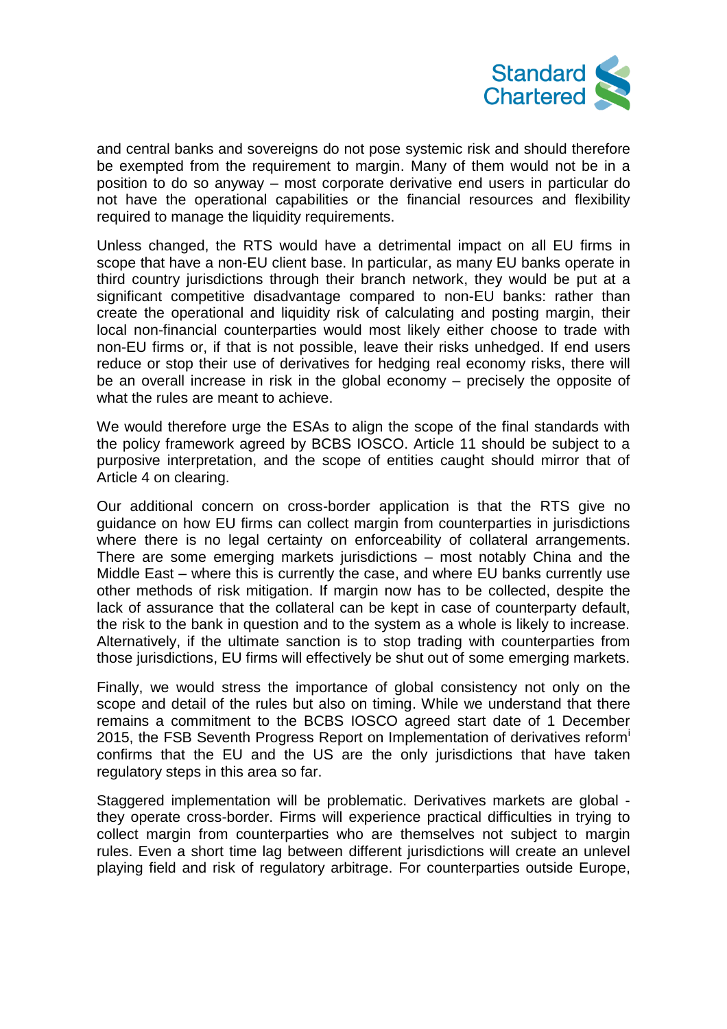and central banks and sovereigns do not pose systemic risk and should therefore be exempted from the requirement to margin. Many of them would not be in a position to do so anyway – most corporate derivative end users in particular do not have the operational capabilities or the financial resources and flexibility required to manage the liquidity requirements.

Unless changed, the RTS would have a detrimental impact on all EU firms in scope that have a non-EU client base. In particular, as many EU banks operate in third country jurisdictions through their branch network, they would be put at a significant competitive disadvantage compared to non-EU banks: rather than create the operational and liquidity risk of calculating and posting margin, their local non-financial counterparties would most likely either choose to trade with non-EU firms or, if that is not possible, leave their risks unhedged. If end users reduce or stop their use of derivatives for hedging real economy risks, there will be an overall increase in risk in the global economy – precisely the opposite of what the rules are meant to achieve.

We would therefore urge the ESAs to align the scope of the final standards with the policy framework agreed by BCBS IOSCO. Article 11 should be subject to a purposive interpretation, and the scope of entities caught should mirror that of Article 4 on clearing.

Our additional concern on cross-border application is that the RTS give no guidance on how EU firms can collect margin from counterparties in jurisdictions where there is no legal certainty on enforceability of collateral arrangements. There are some emerging markets jurisdictions – most notably China and the Middle East – where this is currently the case, and where EU banks currently use other methods of risk mitigation. If margin now has to be collected, despite the lack of assurance that the collateral can be kept in case of counterparty default, the risk to the bank in question and to the system as a whole is likely to increase. Alternatively, if the ultimate sanction is to stop trading with counterparties from those jurisdictions, EU firms will effectively be shut out of some emerging markets.

Finally, we would stress the importance of global consistency not only on the scope and detail of the rules but also on timing. While we understand that there remains a commitment to the BCBS IOSCO agreed start date of 1 December 2015, the FSB Seventh Progress Report on Implementation of derivatives reform[i] confirms that the EU and the US are the only jurisdictions that have taken regulatory steps in this area so far.

Staggered implementation will be problematic. Derivatives markets are global - they operate cross-border. Firms will experience practical difficulties in trying to collect margin from counterparties who are themselves not subject to margin rules. Even a short time lag between different jurisdictions will create an unlevel playing field and risk of regulatory arbitrage. For counterparties outside Europe,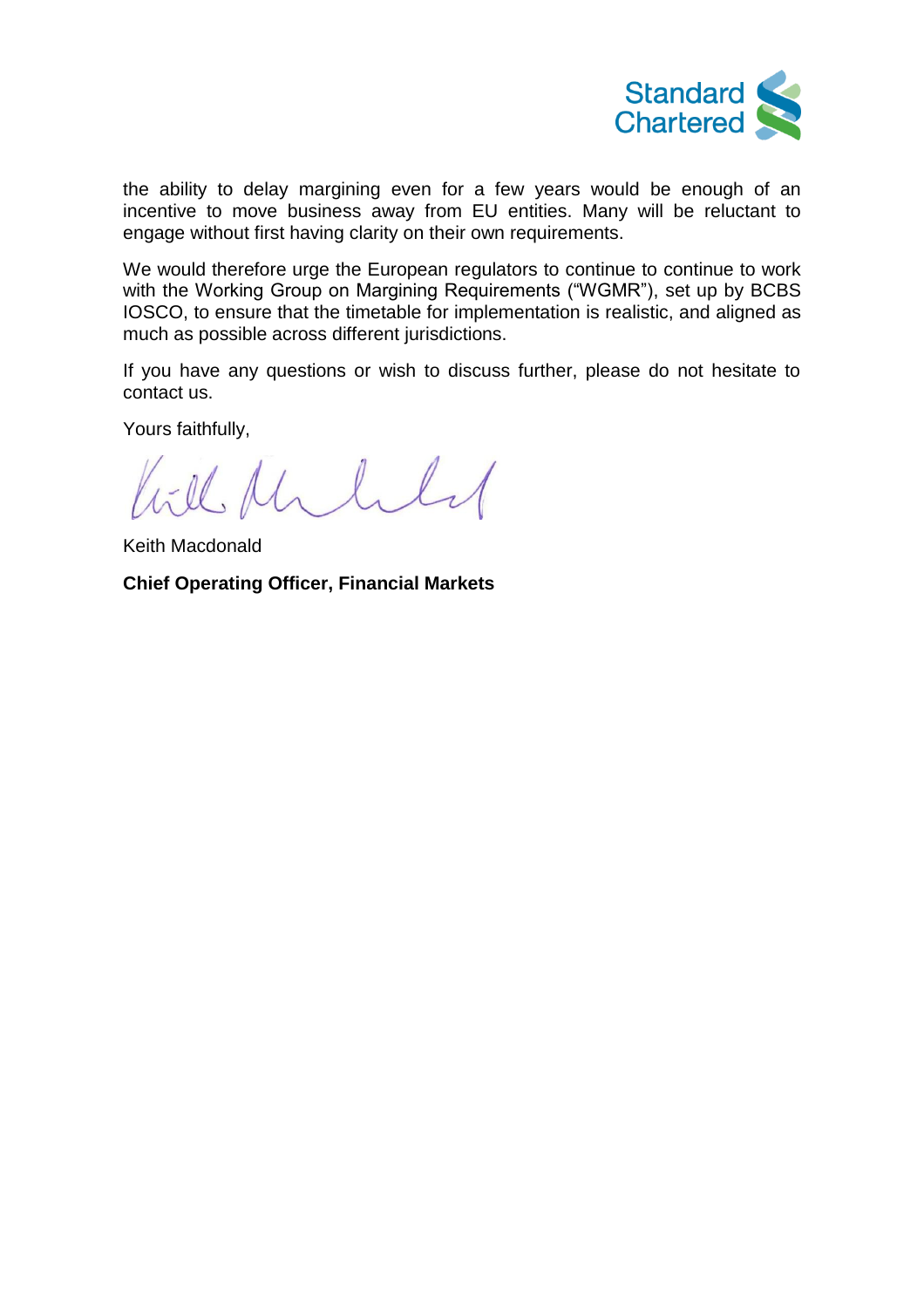the ability to delay margining even for a few years would be enough of an incentive to move business away from EU entities. Many will be reluctant to engage without first having clarity on their own requirements.

We would therefore urge the European regulators to continue to continue to work with the Working Group on Margining Requirements (“WGMR”), set up by BCBS IOSCO, to ensure that the timetable for implementation is realistic, and aligned as much as possible across different jurisdictions.

If you have any questions or wish to discuss further, please do not hesitate to contact us.

Yours faithfully,

Keith Macdonald

**Chief Operating Officer, Financial Markets**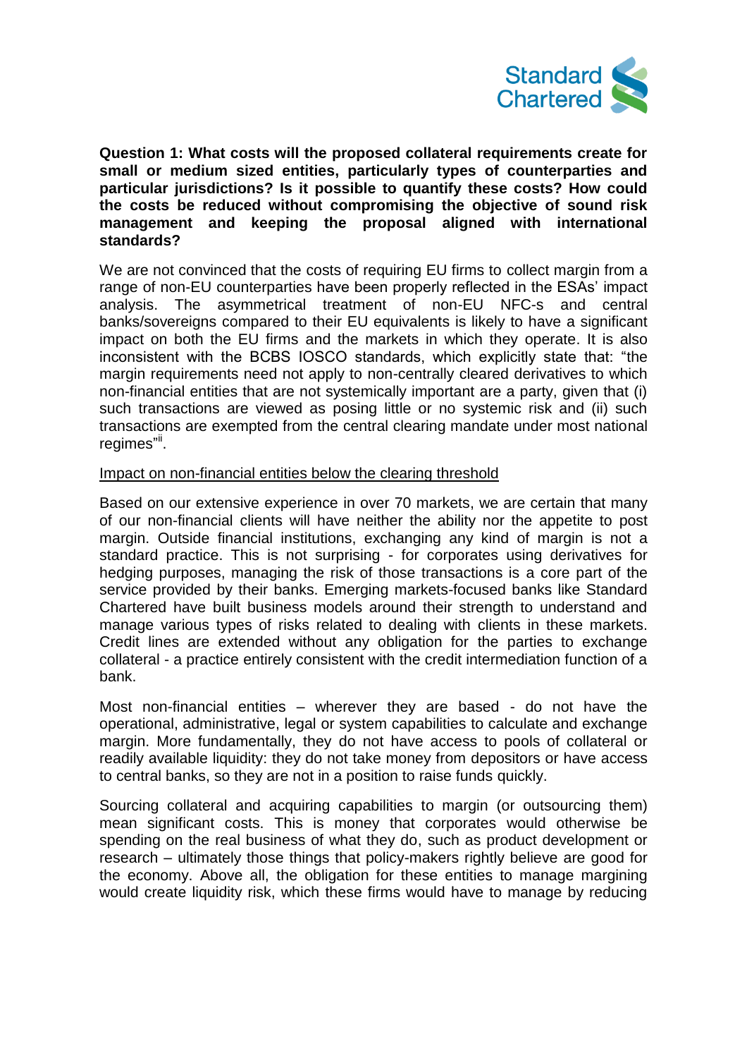**Question 1: What costs will the proposed collateral requirements create for small or medium sized entities, particularly types of counterparties and particular jurisdictions? Is it possible to quantify these costs? How could the costs be reduced without compromising the objective of sound risk management and keeping the proposal aligned with international standards?**

We are not convinced that the costs of requiring EU firms to collect margin from a range of non-EU counterparties have been properly reflected in the ESAs' impact analysis. The asymmetrical treatment of non-EU NFC-s and central banks/sovereigns compared to their EU equivalents is likely to have a significant impact on both the EU firms and the markets in which they operate. It is also inconsistent with the BCBS IOSCO standards, which explicitly state that: "the margin requirements need not apply to non-centrally cleared derivatives to which non-financial entities that are not systemically important are a party, given that (i) such transactions are viewed as posing little or no systemic risk and (ii) such transactions are exempted from the central clearing mandate under most national regimes"[ii].

Impact on non-financial entities below the clearing threshold

Based on our extensive experience in over 70 markets, we are certain that many of our non-financial clients will have neither the ability nor the appetite to post margin. Outside financial institutions, exchanging any kind of margin is not a standard practice. This is not surprising - for corporates using derivatives for hedging purposes, managing the risk of those transactions is a core part of the service provided by their banks. Emerging markets-focused banks like Standard Chartered have built business models around their strength to understand and manage various types of risks related to dealing with clients in these markets. Credit lines are extended without any obligation for the parties to exchange collateral - a practice entirely consistent with the credit intermediation function of a bank.

Most non-financial entities – wherever they are based - do not have the operational, administrative, legal or system capabilities to calculate and exchange margin. More fundamentally, they do not have access to pools of collateral or readily available liquidity: they do not take money from depositors or have access to central banks, so they are not in a position to raise funds quickly.

Sourcing collateral and acquiring capabilities to margin (or outsourcing them) mean significant costs. This is money that corporates would otherwise be spending on the real business of what they do, such as product development or research – ultimately those things that policy-makers rightly believe are good for the economy. Above all, the obligation for these entities to manage margining would create liquidity risk, which these firms would have to manage by reducing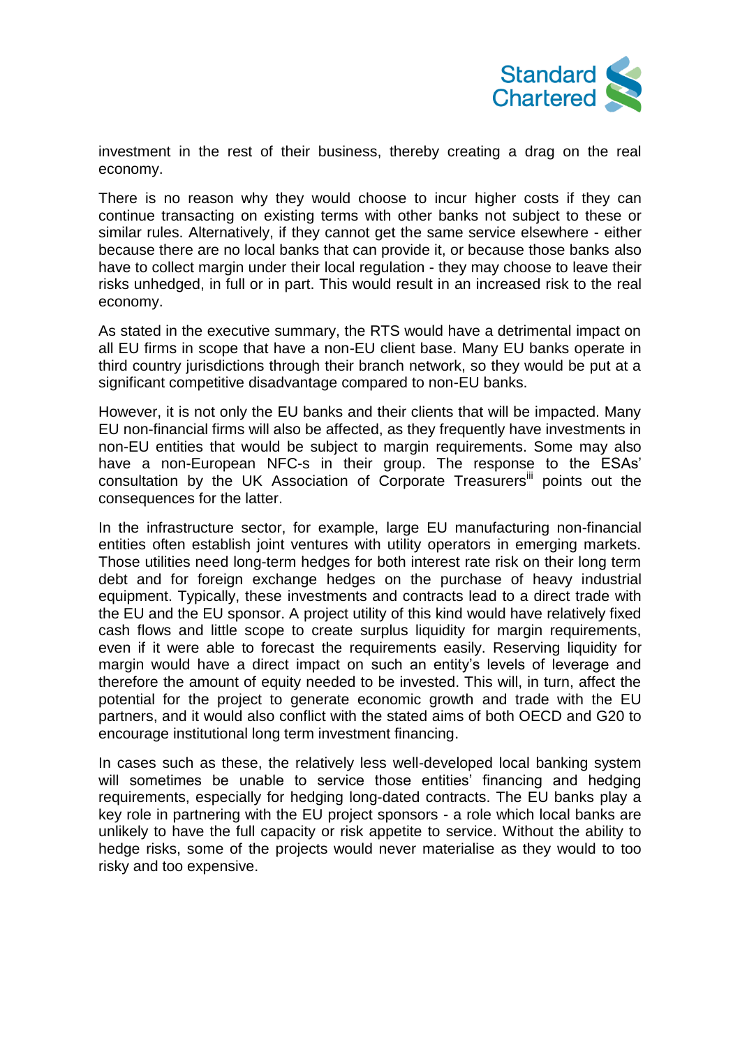investment in the rest of their business, thereby creating a drag on the real economy.

There is no reason why they would choose to incur higher costs if they can continue transacting on existing terms with other banks not subject to these or similar rules. Alternatively, if they cannot get the same service elsewhere - either because there are no local banks that can provide it, or because those banks also have to collect margin under their local regulation - they may choose to leave their risks unhedged, in full or in part. This would result in an increased risk to the real economy.

As stated in the executive summary, the RTS would have a detrimental impact on all EU firms in scope that have a non-EU client base. Many EU banks operate in third country jurisdictions through their branch network, so they would be put at a significant competitive disadvantage compared to non-EU banks.

However, it is not only the EU banks and their clients that will be impacted. Many EU non-financial firms will also be affected, as they frequently have investments in non-EU entities that would be subject to margin requirements. Some may also have a non-European NFC-s in their group. The response to the ESAs' consultation by the UK Association of Corporate Treasurers[iii] points out the consequences for the latter.

In the infrastructure sector, for example, large EU manufacturing non-financial entities often establish joint ventures with utility operators in emerging markets. Those utilities need long-term hedges for both interest rate risk on their long term debt and for foreign exchange hedges on the purchase of heavy industrial equipment. Typically, these investments and contracts lead to a direct trade with the EU and the EU sponsor. A project utility of this kind would have relatively fixed cash flows and little scope to create surplus liquidity for margin requirements, even if it were able to forecast the requirements easily. Reserving liquidity for margin would have a direct impact on such an entity's levels of leverage and therefore the amount of equity needed to be invested. This will, in turn, affect the potential for the project to generate economic growth and trade with the EU partners, and it would also conflict with the stated aims of both OECD and G20 to encourage institutional long term investment financing.

In cases such as these, the relatively less well-developed local banking system will sometimes be unable to service those entities' financing and hedging requirements, especially for hedging long-dated contracts. The EU banks play a key role in partnering with the EU project sponsors - a role which local banks are unlikely to have the full capacity or risk appetite to service. Without the ability to hedge risks, some of the projects would never materialise as they would to too risky and too expensive.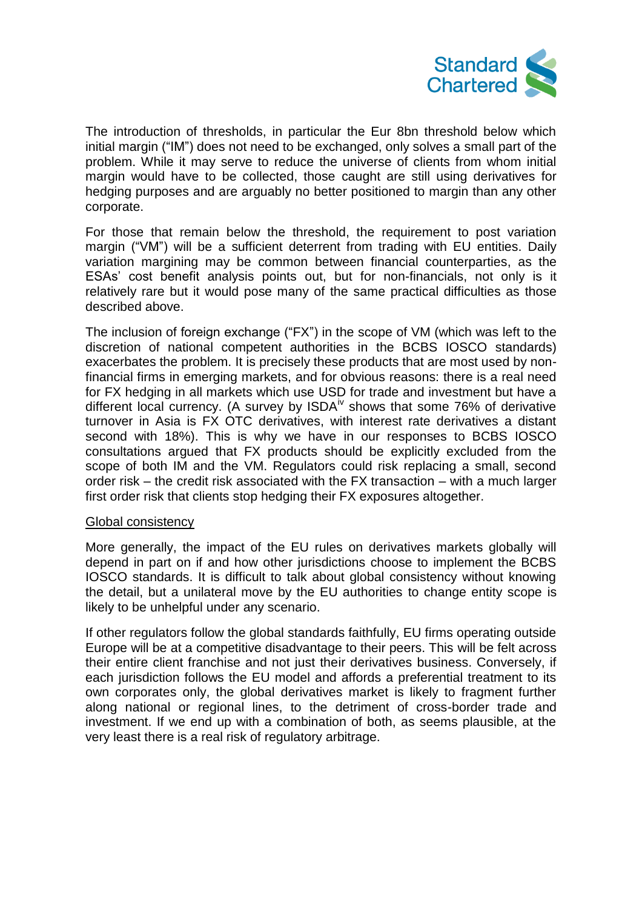The introduction of thresholds, in particular the Eur 8bn threshold below which initial margin ("IM") does not need to be exchanged, only solves a small part of the problem. While it may serve to reduce the universe of clients from whom initial margin would have to be collected, those caught are still using derivatives for hedging purposes and are arguably no better positioned to margin than any other corporate.

For those that remain below the threshold, the requirement to post variation margin ("VM") will be a sufficient deterrent from trading with EU entities. Daily variation margining may be common between financial counterparties, as the ESAs' cost benefit analysis points out, but for non-financials, not only is it relatively rare but it would pose many of the same practical difficulties as those described above.

The inclusion of foreign exchange ("FX") in the scope of VM (which was left to the discretion of national competent authorities in the BCBS IOSCO standards) exacerbates the problem. It is precisely these products that are most used by non-financial firms in emerging markets, and for obvious reasons: there is a real need for FX hedging in all markets which use USD for trade and investment but have a different local currency. (A survey by ISDA[iv] shows that some 76% of derivative turnover in Asia is FX OTC derivatives, with interest rate derivatives a distant second with 18%). This is why we have in our responses to BCBS IOSCO consultations argued that FX products should be explicitly excluded from the scope of both IM and the VM. Regulators could risk replacing a small, second order risk – the credit risk associated with the FX transaction – with a much larger first order risk that clients stop hedging their FX exposures altogether.

<u>Global consistency</u>

More generally, the impact of the EU rules on derivatives markets globally will depend in part on if and how other jurisdictions choose to implement the BCBS IOSCO standards. It is difficult to talk about global consistency without knowing the detail, but a unilateral move by the EU authorities to change entity scope is likely to be unhelpful under any scenario.

If other regulators follow the global standards faithfully, EU firms operating outside Europe will be at a competitive disadvantage to their peers. This will be felt across their entire client franchise and not just their derivatives business. Conversely, if each jurisdiction follows the EU model and affords a preferential treatment to its own corporates only, the global derivatives market is likely to fragment further along national or regional lines, to the detriment of cross-border trade and investment. If we end up with a combination of both, as seems plausible, at the very least there is a real risk of regulatory arbitrage.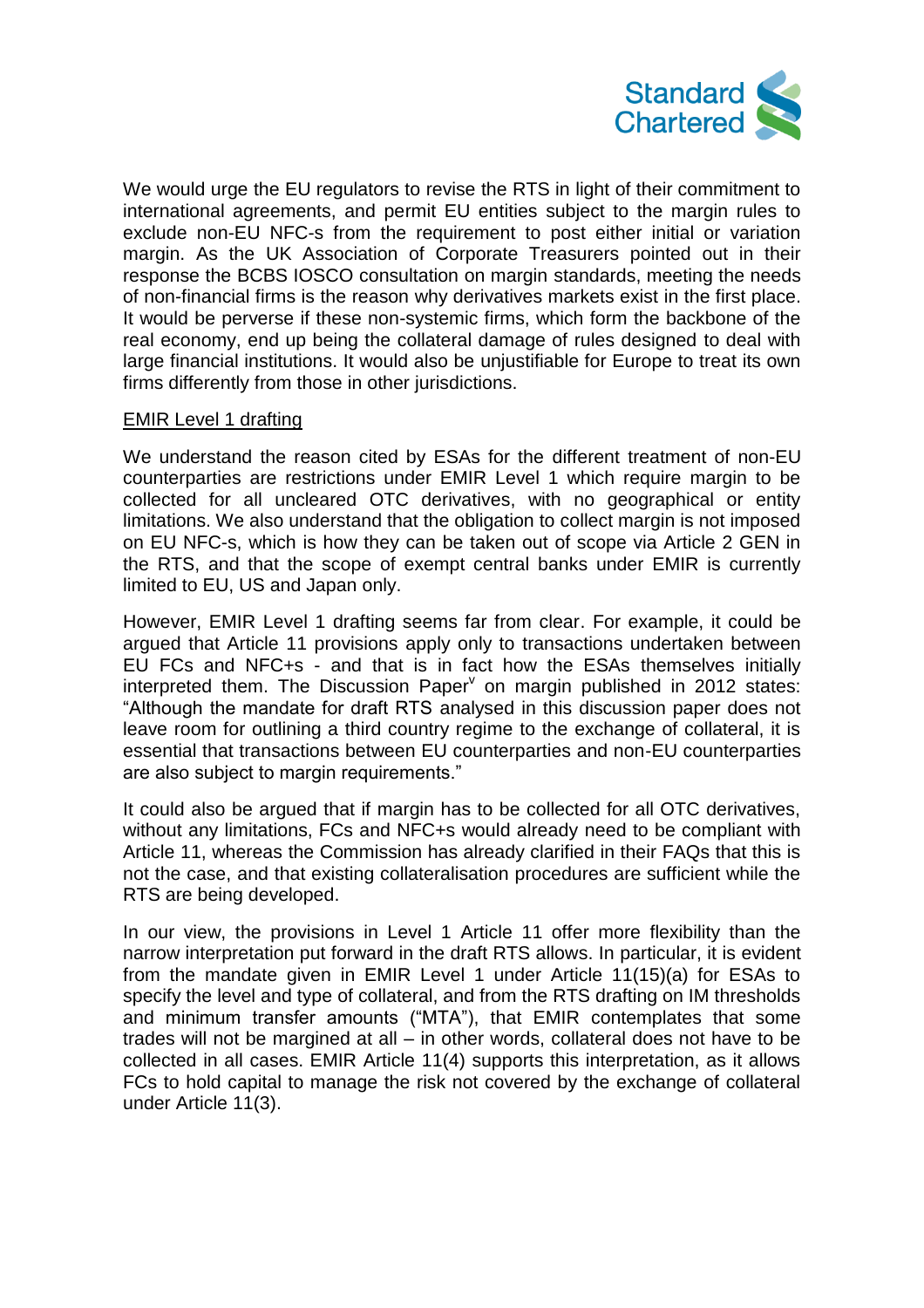We would urge the EU regulators to revise the RTS in light of their commitment to international agreements, and permit EU entities subject to the margin rules to exclude non-EU NFC-s from the requirement to post either initial or variation margin. As the UK Association of Corporate Treasurers pointed out in their response the BCBS IOSCO consultation on margin standards, meeting the needs of non-financial firms is the reason why derivatives markets exist in the first place. It would be perverse if these non-systemic firms, which form the backbone of the real economy, end up being the collateral damage of rules designed to deal with large financial institutions. It would also be unjustifiable for Europe to treat its own firms differently from those in other jurisdictions.

<u>EMIR Level 1 drafting</u>

We understand the reason cited by ESAs for the different treatment of non-EU counterparties are restrictions under EMIR Level 1 which require margin to be collected for all uncleared OTC derivatives, with no geographical or entity limitations. We also understand that the obligation to collect margin is not imposed on EU NFC-s, which is how they can be taken out of scope via Article 2 GEN in the RTS, and that the scope of exempt central banks under EMIR is currently limited to EU, US and Japan only.

However, EMIR Level 1 drafting seems far from clear. For example, it could be argued that Article 11 provisions apply only to transactions undertaken between EU FCs and NFC+s - and that is in fact how the ESAs themselves initially interpreted them. The Discussion Paper[v] on margin published in 2012 states: "Although the mandate for draft RTS analysed in this discussion paper does not leave room for outlining a third country regime to the exchange of collateral, it is essential that transactions between EU counterparties and non-EU counterparties are also subject to margin requirements."

It could also be argued that if margin has to be collected for all OTC derivatives, without any limitations, FCs and NFC+s would already need to be compliant with Article 11, whereas the Commission has already clarified in their FAQs that this is not the case, and that existing collateralisation procedures are sufficient while the RTS are being developed.

In our view, the provisions in Level 1 Article 11 offer more flexibility than the narrow interpretation put forward in the draft RTS allows. In particular, it is evident from the mandate given in EMIR Level 1 under Article 11(15)(a) for ESAs to specify the level and type of collateral, and from the RTS drafting on IM thresholds and minimum transfer amounts ("MTA"), that EMIR contemplates that some trades will not be margined at all – in other words, collateral does not have to be collected in all cases. EMIR Article 11(4) supports this interpretation, as it allows FCs to hold capital to manage the risk not covered by the exchange of collateral under Article 11(3).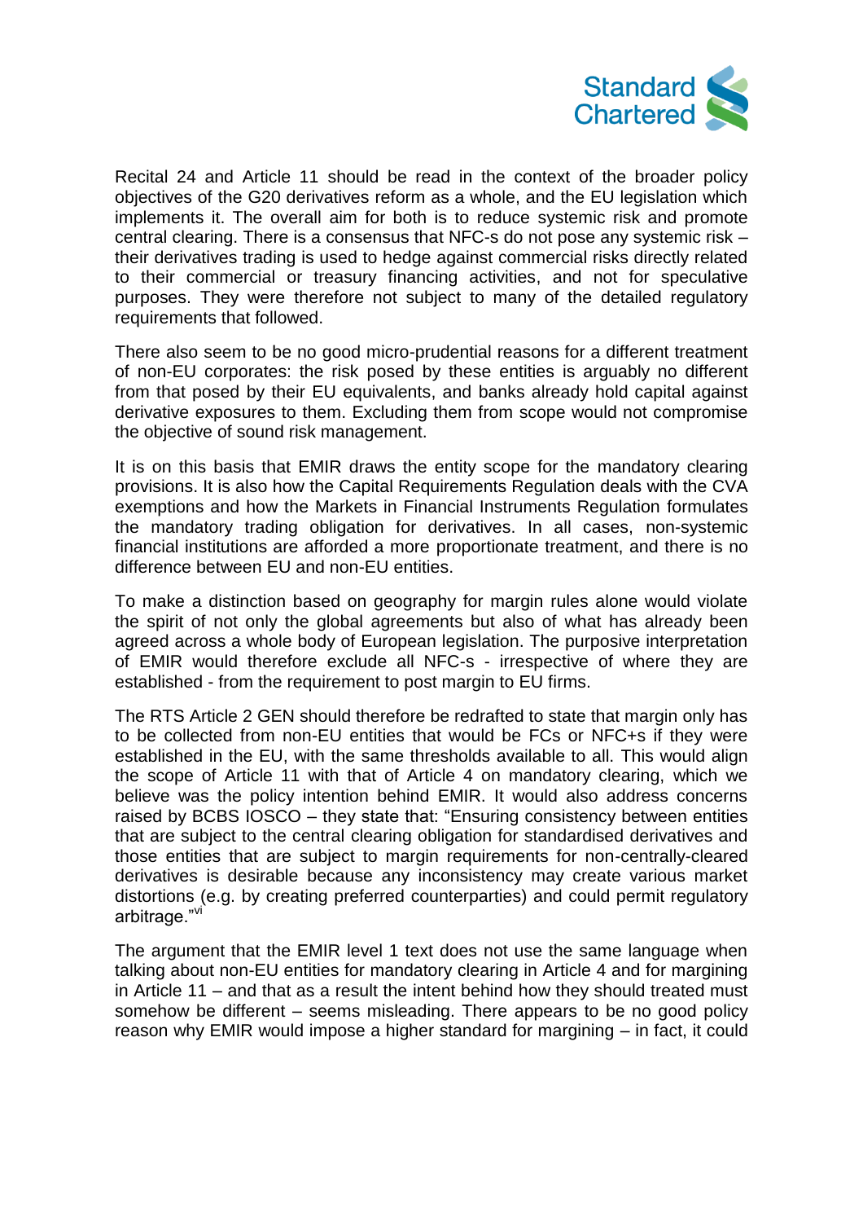Recital 24 and Article 11 should be read in the context of the broader policy objectives of the G20 derivatives reform as a whole, and the EU legislation which implements it. The overall aim for both is to reduce systemic risk and promote central clearing. There is a consensus that NFC-s do not pose any systemic risk – their derivatives trading is used to hedge against commercial risks directly related to their commercial or treasury financing activities, and not for speculative purposes. They were therefore not subject to many of the detailed regulatory requirements that followed.

There also seem to be no good micro-prudential reasons for a different treatment of non-EU corporates: the risk posed by these entities is arguably no different from that posed by their EU equivalents, and banks already hold capital against derivative exposures to them. Excluding them from scope would not compromise the objective of sound risk management.

It is on this basis that EMIR draws the entity scope for the mandatory clearing provisions. It is also how the Capital Requirements Regulation deals with the CVA exemptions and how the Markets in Financial Instruments Regulation formulates the mandatory trading obligation for derivatives. In all cases, non-systemic financial institutions are afforded a more proportionate treatment, and there is no difference between EU and non-EU entities.

To make a distinction based on geography for margin rules alone would violate the spirit of not only the global agreements but also of what has already been agreed across a whole body of European legislation. The purposive interpretation of EMIR would therefore exclude all NFC-s - irrespective of where they are established - from the requirement to post margin to EU firms.

The RTS Article 2 GEN should therefore be redrafted to state that margin only has to be collected from non-EU entities that would be FCs or NFC+s if they were established in the EU, with the same thresholds available to all. This would align the scope of Article 11 with that of Article 4 on mandatory clearing, which we believe was the policy intention behind EMIR. It would also address concerns raised by BCBS IOSCO – they state that: "Ensuring consistency between entities that are subject to the central clearing obligation for standardised derivatives and those entities that are subject to margin requirements for non-centrally-cleared derivatives is desirable because any inconsistency may create various market distortions (e.g. by creating preferred counterparties) and could permit regulatory arbitrage."[vi]

The argument that the EMIR level 1 text does not use the same language when talking about non-EU entities for mandatory clearing in Article 4 and for margining in Article 11 – and that as a result the intent behind how they should treated must somehow be different – seems misleading. There appears to be no good policy reason why EMIR would impose a higher standard for margining – in fact, it could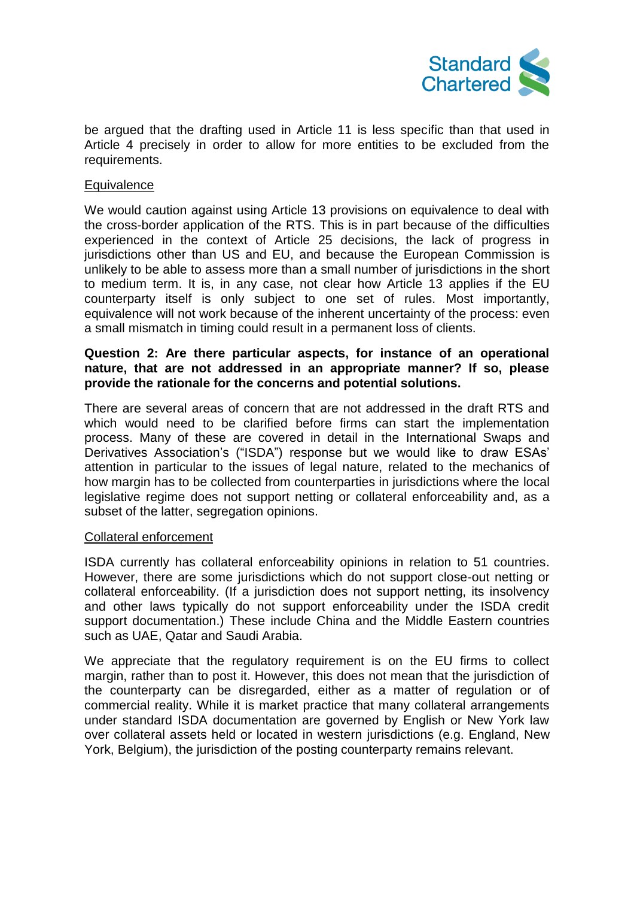be argued that the drafting used in Article 11 is less specific than that used in Article 4 precisely in order to allow for more entities to be excluded from the requirements.

<u>Equivalence</u>

We would caution against using Article 13 provisions on equivalence to deal with the cross-border application of the RTS. This is in part because of the difficulties experienced in the context of Article 25 decisions, the lack of progress in jurisdictions other than US and EU, and because the European Commission is unlikely to be able to assess more than a small number of jurisdictions in the short to medium term. It is, in any case, not clear how Article 13 applies if the EU counterparty itself is only subject to one set of rules. Most importantly, equivalence will not work because of the inherent uncertainty of the process: even a small mismatch in timing could result in a permanent loss of clients.

**Question 2: Are there particular aspects, for instance of an operational nature, that are not addressed in an appropriate manner? If so, please provide the rationale for the concerns and potential solutions.**

There are several areas of concern that are not addressed in the draft RTS and which would need to be clarified before firms can start the implementation process. Many of these are covered in detail in the International Swaps and Derivatives Association's ("ISDA") response but we would like to draw ESAs' attention in particular to the issues of legal nature, related to the mechanics of how margin has to be collected from counterparties in jurisdictions where the local legislative regime does not support netting or collateral enforceability and, as a subset of the latter, segregation opinions.

<u>Collateral enforcement</u>

ISDA currently has collateral enforceability opinions in relation to 51 countries. However, there are some jurisdictions which do not support close-out netting or collateral enforceability. (If a jurisdiction does not support netting, its insolvency and other laws typically do not support enforceability under the ISDA credit support documentation.) These include China and the Middle Eastern countries such as UAE, Qatar and Saudi Arabia.

We appreciate that the regulatory requirement is on the EU firms to collect margin, rather than to post it. However, this does not mean that the jurisdiction of the counterparty can be disregarded, either as a matter of regulation or of commercial reality. While it is market practice that many collateral arrangements under standard ISDA documentation are governed by English or New York law over collateral assets held or located in western jurisdictions (e.g. England, New York, Belgium), the jurisdiction of the posting counterparty remains relevant.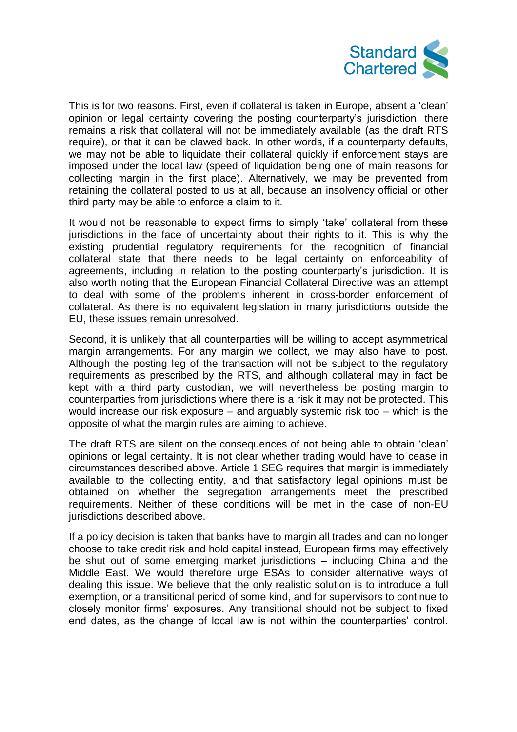This is for two reasons. First, even if collateral is taken in Europe, absent a 'clean' opinion or legal certainty covering the posting counterparty's jurisdiction, there remains a risk that collateral will not be immediately available (as the draft RTS require), or that it can be clawed back. In other words, if a counterparty defaults, we may not be able to liquidate their collateral quickly if enforcement stays are imposed under the local law (speed of liquidation being one of main reasons for collecting margin in the first place). Alternatively, we may be prevented from retaining the collateral posted to us at all, because an insolvency official or other third party may be able to enforce a claim to it.

It would not be reasonable to expect firms to simply 'take' collateral from these jurisdictions in the face of uncertainty about their rights to it. This is why the existing prudential regulatory requirements for the recognition of financial collateral state that there needs to be legal certainty on enforceability of agreements, including in relation to the posting counterparty's jurisdiction. It is also worth noting that the European Financial Collateral Directive was an attempt to deal with some of the problems inherent in cross-border enforcement of collateral. As there is no equivalent legislation in many jurisdictions outside the EU, these issues remain unresolved.

Second, it is unlikely that all counterparties will be willing to accept asymmetrical margin arrangements. For any margin we collect, we may also have to post. Although the posting leg of the transaction will not be subject to the regulatory requirements as prescribed by the RTS, and although collateral may in fact be kept with a third party custodian, we will nevertheless be posting margin to counterparties from jurisdictions where there is a risk it may not be protected. This would increase our risk exposure – and arguably systemic risk too – which is the opposite of what the margin rules are aiming to achieve.

The draft RTS are silent on the consequences of not being able to obtain 'clean' opinions or legal certainty. It is not clear whether trading would have to cease in circumstances described above. Article 1 SEG requires that margin is immediately available to the collecting entity, and that satisfactory legal opinions must be obtained on whether the segregation arrangements meet the prescribed requirements. Neither of these conditions will be met in the case of non-EU jurisdictions described above.

If a policy decision is taken that banks have to margin all trades and can no longer choose to take credit risk and hold capital instead, European firms may effectively be shut out of some emerging market jurisdictions – including China and the Middle East. We would therefore urge ESAs to consider alternative ways of dealing this issue. We believe that the only realistic solution is to introduce a full exemption, or a transitional period of some kind, and for supervisors to continue to closely monitor firms' exposures. Any transitional should not be subject to fixed end dates, as the change of local law is not within the counterparties' control.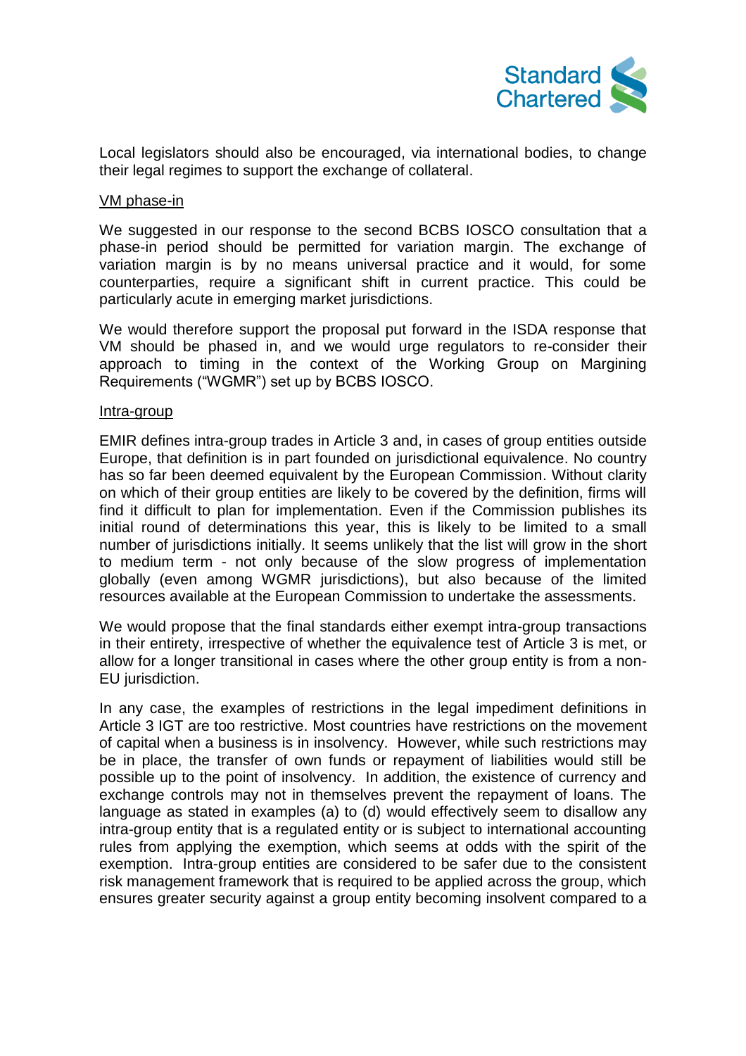Local legislators should also be encouraged, via international bodies, to change their legal regimes to support the exchange of collateral.

VM phase-in

We suggested in our response to the second BCBS IOSCO consultation that a phase-in period should be permitted for variation margin. The exchange of variation margin is by no means universal practice and it would, for some counterparties, require a significant shift in current practice. This could be particularly acute in emerging market jurisdictions.

We would therefore support the proposal put forward in the ISDA response that VM should be phased in, and we would urge regulators to re-consider their approach to timing in the context of the Working Group on Margining Requirements ("WGMR") set up by BCBS IOSCO.

Intra-group

EMIR defines intra-group trades in Article 3 and, in cases of group entities outside Europe, that definition is in part founded on jurisdictional equivalence. No country has so far been deemed equivalent by the European Commission. Without clarity on which of their group entities are likely to be covered by the definition, firms will find it difficult to plan for implementation. Even if the Commission publishes its initial round of determinations this year, this is likely to be limited to a small number of jurisdictions initially. It seems unlikely that the list will grow in the short to medium term - not only because of the slow progress of implementation globally (even among WGMR jurisdictions), but also because of the limited resources available at the European Commission to undertake the assessments.

We would propose that the final standards either exempt intra-group transactions in their entirety, irrespective of whether the equivalence test of Article 3 is met, or allow for a longer transitional in cases where the other group entity is from a non-EU jurisdiction.

In any case, the examples of restrictions in the legal impediment definitions in Article 3 IGT are too restrictive. Most countries have restrictions on the movement of capital when a business is in insolvency. However, while such restrictions may be in place, the transfer of own funds or repayment of liabilities would still be possible up to the point of insolvency. In addition, the existence of currency and exchange controls may not in themselves prevent the repayment of loans. The language as stated in examples (a) to (d) would effectively seem to disallow any intra-group entity that is a regulated entity or is subject to international accounting rules from applying the exemption, which seems at odds with the spirit of the exemption. Intra-group entities are considered to be safer due to the consistent risk management framework that is required to be applied across the group, which ensures greater security against a group entity becoming insolvent compared to a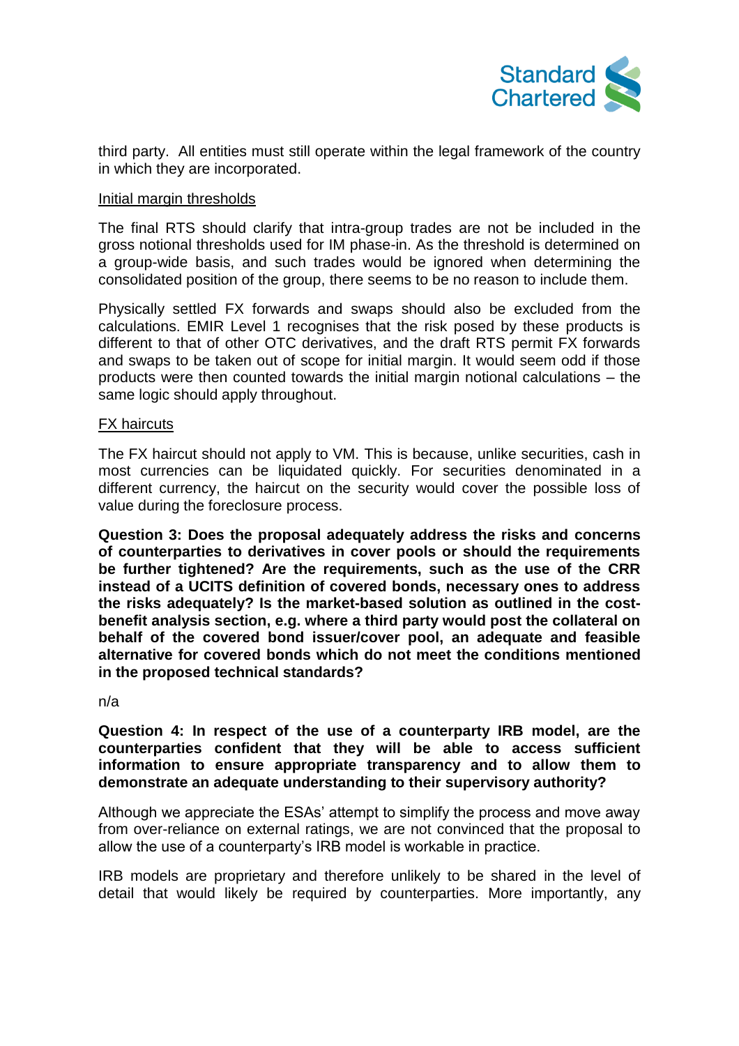third party. All entities must still operate within the legal framework of the country in which they are incorporated.

Initial margin thresholds

The final RTS should clarify that intra-group trades are not be included in the gross notional thresholds used for IM phase-in. As the threshold is determined on a group-wide basis, and such trades would be ignored when determining the consolidated position of the group, there seems to be no reason to include them.

Physically settled FX forwards and swaps should also be excluded from the calculations. EMIR Level 1 recognises that the risk posed by these products is different to that of other OTC derivatives, and the draft RTS permit FX forwards and swaps to be taken out of scope for initial margin. It would seem odd if those products were then counted towards the initial margin notional calculations – the same logic should apply throughout.

FX haircuts

The FX haircut should not apply to VM. This is because, unlike securities, cash in most currencies can be liquidated quickly. For securities denominated in a different currency, the haircut on the security would cover the possible loss of value during the foreclosure process.

**Question 3: Does the proposal adequately address the risks and concerns of counterparties to derivatives in cover pools or should the requirements be further tightened? Are the requirements, such as the use of the CRR instead of a UCITS definition of covered bonds, necessary ones to address the risks adequately? Is the market-based solution as outlined in the cost-benefit analysis section, e.g. where a third party would post the collateral on behalf of the covered bond issuer/cover pool, an adequate and feasible alternative for covered bonds which do not meet the conditions mentioned in the proposed technical standards?**

n/a

**Question 4: In respect of the use of a counterparty IRB model, are the counterparties confident that they will be able to access sufficient information to ensure appropriate transparency and to allow them to demonstrate an adequate understanding to their supervisory authority?**

Although we appreciate the ESAs' attempt to simplify the process and move away from over-reliance on external ratings, we are not convinced that the proposal to allow the use of a counterparty's IRB model is workable in practice.

IRB models are proprietary and therefore unlikely to be shared in the level of detail that would likely be required by counterparties. More importantly, any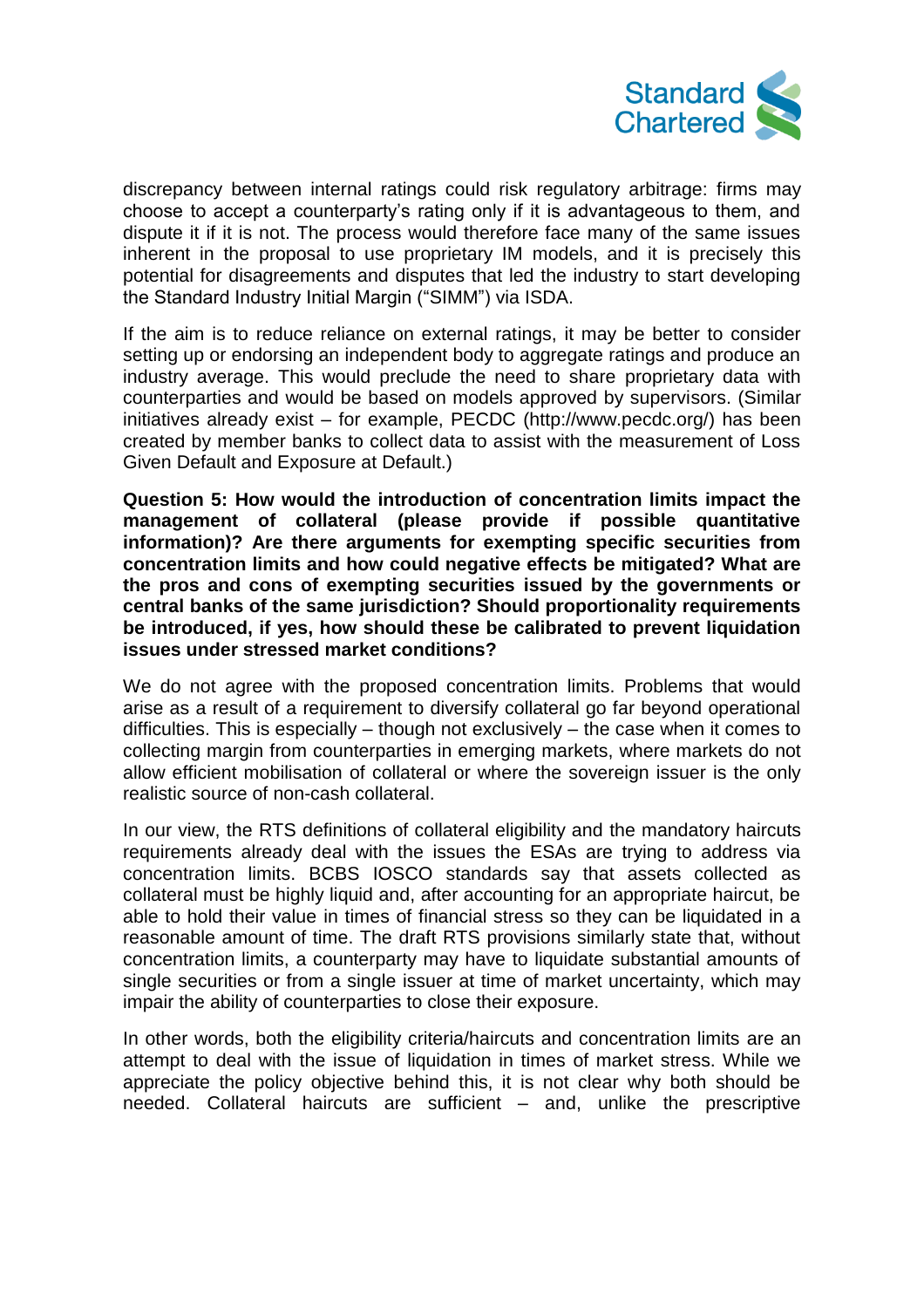discrepancy between internal ratings could risk regulatory arbitrage: firms may choose to accept a counterparty's rating only if it is advantageous to them, and dispute it if it is not. The process would therefore face many of the same issues inherent in the proposal to use proprietary IM models, and it is precisely this potential for disagreements and disputes that led the industry to start developing the Standard Industry Initial Margin ("SIMM") via ISDA.

If the aim is to reduce reliance on external ratings, it may be better to consider setting up or endorsing an independent body to aggregate ratings and produce an industry average. This would preclude the need to share proprietary data with counterparties and would be based on models approved by supervisors. (Similar initiatives already exist – for example, PECDC (http://www.pecdc.org/) has been created by member banks to collect data to assist with the measurement of Loss Given Default and Exposure at Default.)

**Question 5: How would the introduction of concentration limits impact the management of collateral (please provide if possible quantitative information)? Are there arguments for exempting specific securities from concentration limits and how could negative effects be mitigated? What are the pros and cons of exempting securities issued by the governments or central banks of the same jurisdiction? Should proportionality requirements be introduced, if yes, how should these be calibrated to prevent liquidation issues under stressed market conditions?**

We do not agree with the proposed concentration limits. Problems that would arise as a result of a requirement to diversify collateral go far beyond operational difficulties. This is especially – though not exclusively – the case when it comes to collecting margin from counterparties in emerging markets, where markets do not allow efficient mobilisation of collateral or where the sovereign issuer is the only realistic source of non-cash collateral.

In our view, the RTS definitions of collateral eligibility and the mandatory haircuts requirements already deal with the issues the ESAs are trying to address via concentration limits. BCBS IOSCO standards say that assets collected as collateral must be highly liquid and, after accounting for an appropriate haircut, be able to hold their value in times of financial stress so they can be liquidated in a reasonable amount of time. The draft RTS provisions similarly state that, without concentration limits, a counterparty may have to liquidate substantial amounts of single securities or from a single issuer at time of market uncertainty, which may impair the ability of counterparties to close their exposure.

In other words, both the eligibility criteria/haircuts and concentration limits are an attempt to deal with the issue of liquidation in times of market stress. While we appreciate the policy objective behind this, it is not clear why both should be needed. Collateral haircuts are sufficient – and, unlike the prescriptive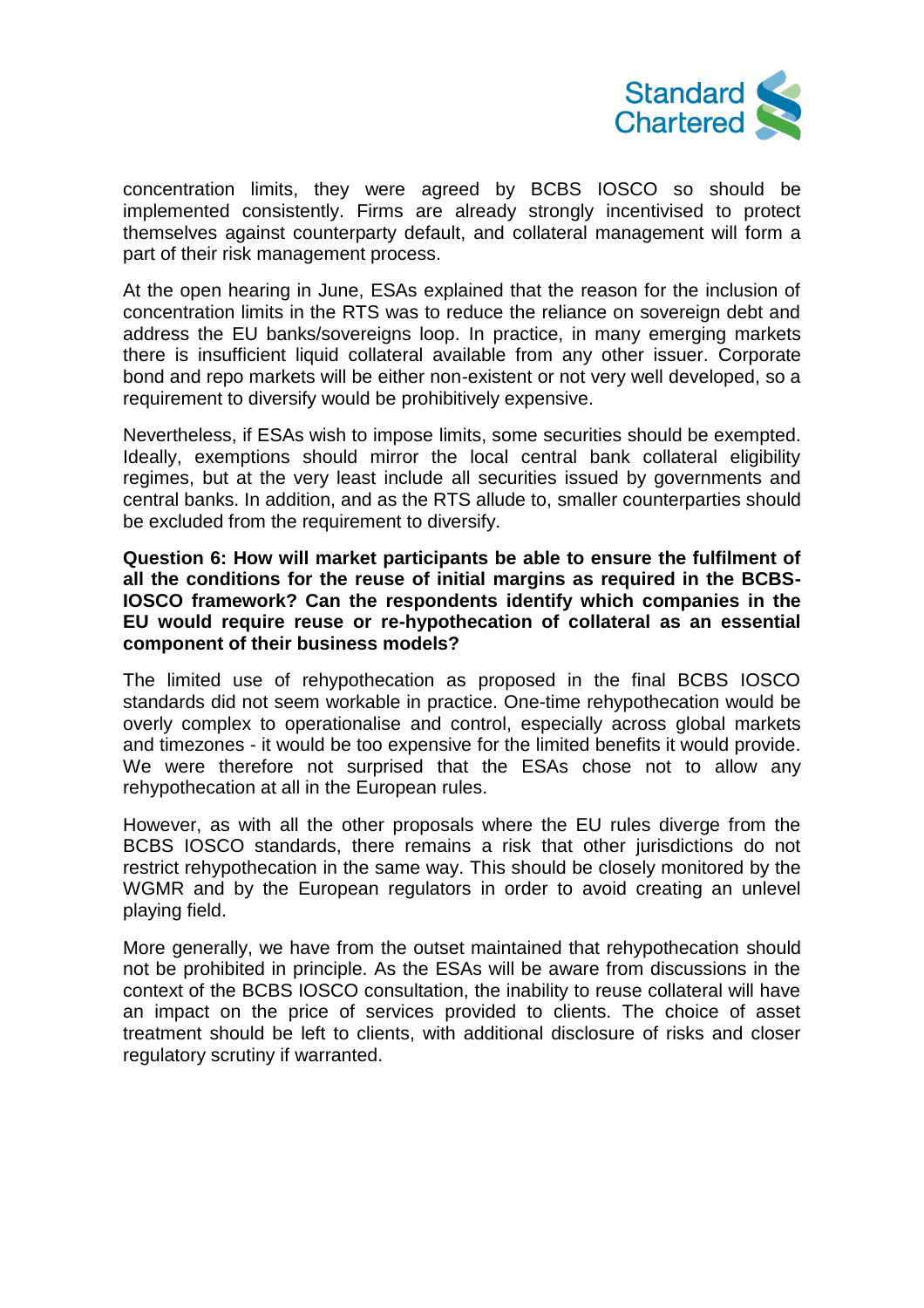concentration limits, they were agreed by BCBS IOSCO so should be implemented consistently. Firms are already strongly incentivised to protect themselves against counterparty default, and collateral management will form a part of their risk management process.

At the open hearing in June, ESAs explained that the reason for the inclusion of concentration limits in the RTS was to reduce the reliance on sovereign debt and address the EU banks/sovereigns loop. In practice, in many emerging markets there is insufficient liquid collateral available from any other issuer. Corporate bond and repo markets will be either non-existent or not very well developed, so a requirement to diversify would be prohibitively expensive.

Nevertheless, if ESAs wish to impose limits, some securities should be exempted. Ideally, exemptions should mirror the local central bank collateral eligibility regimes, but at the very least include all securities issued by governments and central banks. In addition, and as the RTS allude to, smaller counterparties should be excluded from the requirement to diversify.

**Question 6: How will market participants be able to ensure the fulfilment of all the conditions for the reuse of initial margins as required in the BCBS-IOSCO framework? Can the respondents identify which companies in the EU would require reuse or re-hypothecation of collateral as an essential component of their business models?**

The limited use of rehypothecation as proposed in the final BCBS IOSCO standards did not seem workable in practice. One-time rehypothecation would be overly complex to operationalise and control, especially across global markets and timezones - it would be too expensive for the limited benefits it would provide. We were therefore not surprised that the ESAs chose not to allow any rehypothecation at all in the European rules.

However, as with all the other proposals where the EU rules diverge from the BCBS IOSCO standards, there remains a risk that other jurisdictions do not restrict rehypothecation in the same way. This should be closely monitored by the WGMR and by the European regulators in order to avoid creating an unlevel playing field.

More generally, we have from the outset maintained that rehypothecation should not be prohibited in principle. As the ESAs will be aware from discussions in the context of the BCBS IOSCO consultation, the inability to reuse collateral will have an impact on the price of services provided to clients. The choice of asset treatment should be left to clients, with additional disclosure of risks and closer regulatory scrutiny if warranted.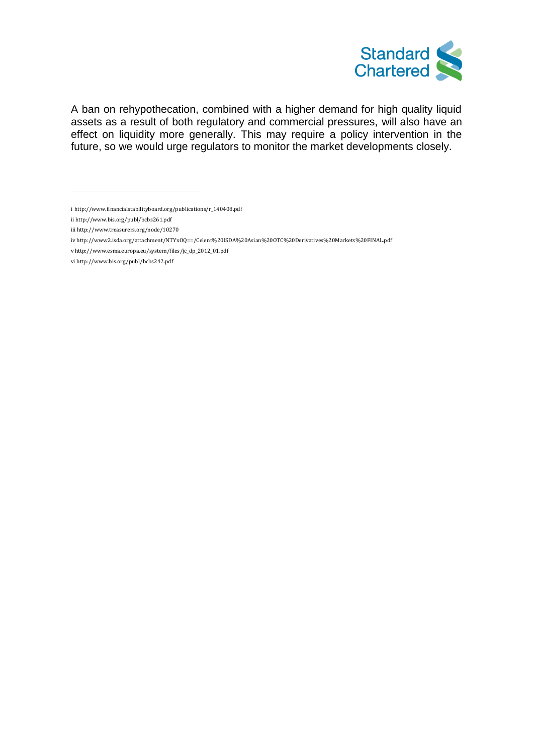A ban on rehypothecation, combined with a higher demand for high quality liquid assets as a result of both regulatory and commercial pressures, will also have an effect on liquidity more generally. This may require a policy intervention in the future, so we would urge regulators to monitor the market developments closely.

---

i http://www.financialstabilityboard.org/publications/r_140408.pdf

ii http://www.bis.org/publ/bcbs261.pdf

iii http://www.treasurers.org/node/10270

iv http://www2.isda.org/attachment/NTYxOQ==/Celent%20ISDA%20Asian%20OTC%20Derivatives%20Markets%20FINAL.pdf

v http://www.esma.europa.eu/system/files/jc_dp_2012_01.pdf

vi http://www.bis.org/publ/bcbs242.pdf